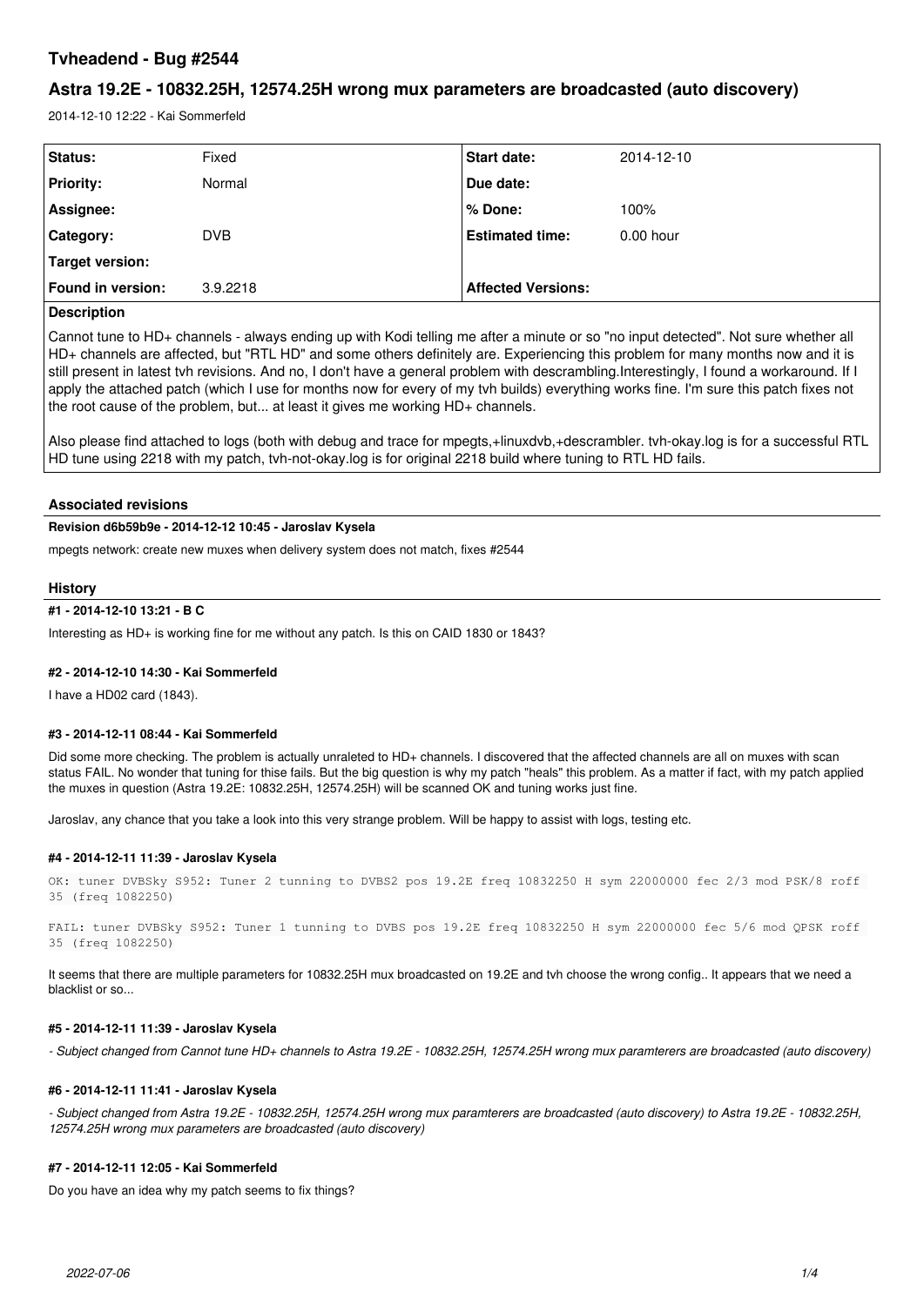# Tvheadend - Bug #2544

## Astra 19.2E - 10832.25H, 12574.25H wrong mux parameters are broadcasted (auto discovery)

2014-12-10 12:22 - Kai Sommerfeld

| Status: | Fixed | Start date: | 2014-12-10 |
|---|---|---|---|
| Priority: | Normal | Due date: | |
| Assignee: | | % Done: | 100% |
| Category: | DVB | Estimated time: | 0.00 hour |
| Target version: | | | |
| Found in version: | 3.9.2218 | Affected Versions: | |

**Description**

Cannot tune to HD+ channels - always ending up with Kodi telling me after a minute or so "no input detected". Not sure whether all HD+ channels are affected, but "RTL HD" and some others definitely are. Experiencing this problem for many months now and it is still present in latest tvh revisions. And no, I don't have a general problem with descrambling.Interestingly, I found a workaround. If I apply the attached patch (which I use for months now for every of my tvh builds) everything works fine. I'm sure this patch fixes not the root cause of the problem, but... at least it gives me working HD+ channels.

Also please find attached to logs (both with debug and trace for mpegts,+linuxdvb,+descrambler. tvh-okay.log is for a successful RTL HD tune using 2218 with my patch, tvh-not-okay.log is for original 2218 build where tuning to RTL HD fails.

### Associated revisions

**Revision d6b59b9e - 2014-12-12 10:45 - Jaroslav Kysela**

mpegts network: create new muxes when delivery system does not match, fixes #2544

### History

#### #1 - 2014-12-10 13:21 - B C

Interesting as HD+ is working fine for me without any patch. Is this on CAID 1830 or 1843?

#### #2 - 2014-12-10 14:30 - Kai Sommerfeld

I have a HD02 card (1843).

#### #3 - 2014-12-11 08:44 - Kai Sommerfeld

Did some more checking. The problem is actually unraleted to HD+ channels. I discovered that the affected channels are all on muxes with scan status FAIL. No wonder that tuning for thise fails. But the big question is why my patch "heals" this problem. As a matter if fact, with my patch applied the muxes in question (Astra 19.2E: 10832.25H, 12574.25H) will be scanned OK and tuning works just fine.

Jaroslav, any chance that you take a look into this very strange problem. Will be happy to assist with logs, testing etc.

#### #4 - 2014-12-11 11:39 - Jaroslav Kysela

```
OK: tuner DVBSky S952: Tuner 2 tunning to DVBS2 pos 19.2E freq 10832250 H sym 22000000 fec 2/3 mod PSK/8 roff 35 (freq 1082250)
```

```
FAIL: tuner DVBSky S952: Tuner 1 tunning to DVBS pos 19.2E freq 10832250 H sym 22000000 fec 5/6 mod QPSK roff 35 (freq 1082250)
```

It seems that there are multiple parameters for 10832.25H mux broadcasted on 19.2E and tvh choose the wrong config.. It appears that we need a blacklist or so...

#### #5 - 2014-12-11 11:39 - Jaroslav Kysela

*- Subject changed from Cannot tune HD+ channels to Astra 19.2E - 10832.25H, 12574.25H wrong mux paramterers are broadcasted (auto discovery)*

#### #6 - 2014-12-11 11:41 - Jaroslav Kysela

*- Subject changed from Astra 19.2E - 10832.25H, 12574.25H wrong mux paramterers are broadcasted (auto discovery) to Astra 19.2E - 10832.25H, 12574.25H wrong mux parameters are broadcasted (auto discovery)*

#### #7 - 2014-12-11 12:05 - Kai Sommerfeld

Do you have an idea why my patch seems to fix things?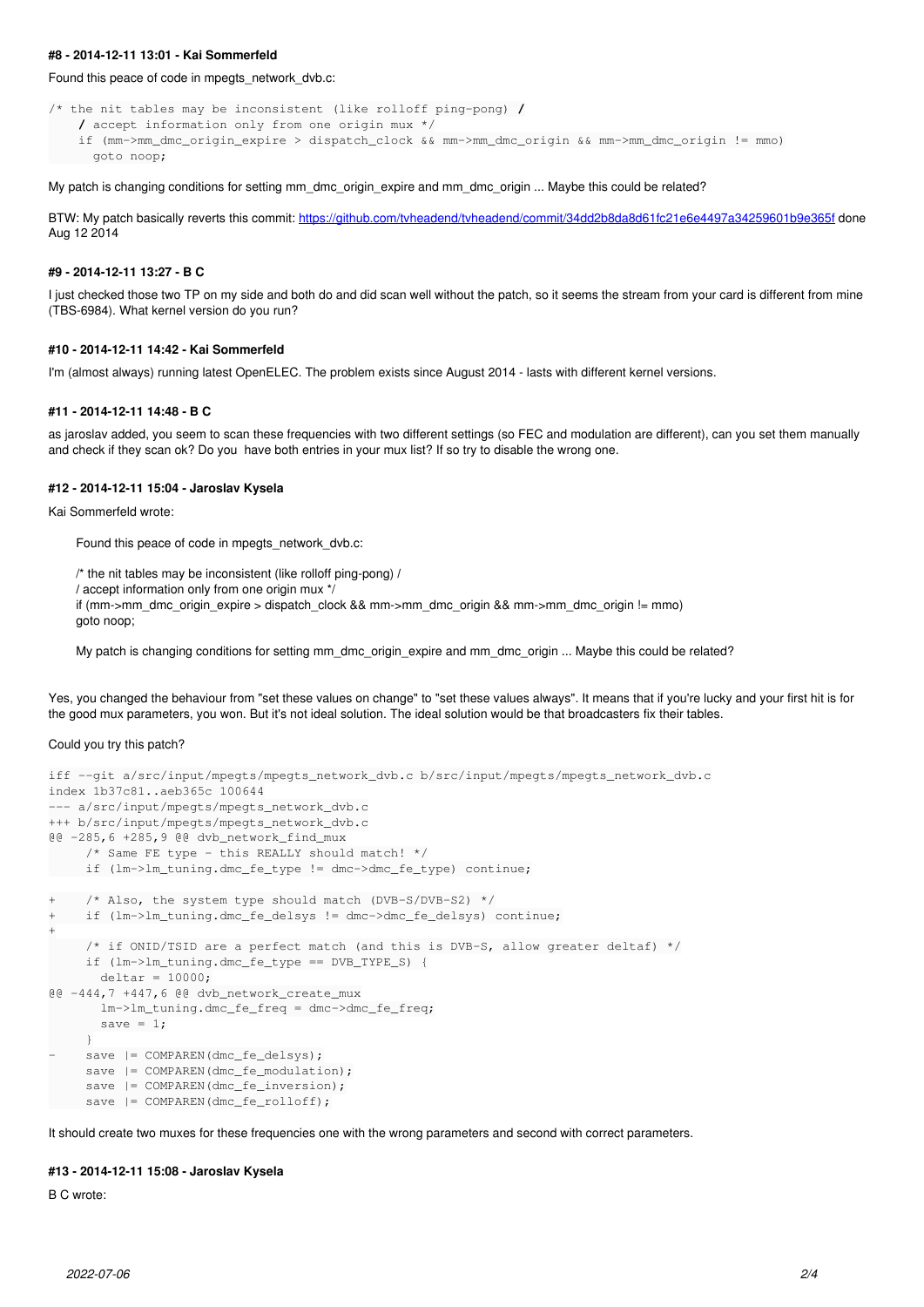#### #8 - 2014-12-11 13:01 - Kai Sommerfeld

Found this peace of code in mpegts_network_dvb.c:

```
/* the nit tables may be inconsistent (like rolloff ping-pong) /
    / accept information only from one origin mux */
    if (mm->mm_dmc_origin_expire > dispatch_clock && mm->mm_dmc_origin && mm->mm_dmc_origin != mmo)
      goto noop;
```

My patch is changing conditions for setting mm_dmc_origin_expire and mm_dmc_origin ... Maybe this could be related?

BTW: My patch basically reverts this commit: https://github.com/tvheadend/tvheadend/commit/34dd2b8da8d61fc21e6e4497a34259601b9e365f done Aug 12 2014

#### #9 - 2014-12-11 13:27 - B C

I just checked those two TP on my side and both do and did scan well without the patch, so it seems the stream from your card is different from mine (TBS-6984). What kernel version do you run?

#### #10 - 2014-12-11 14:42 - Kai Sommerfeld

I'm (almost always) running latest OpenELEC. The problem exists since August 2014 - lasts with different kernel versions.

#### #11 - 2014-12-11 14:48 - B C

as jaroslav added, you seem to scan these frequencies with two different settings (so FEC and modulation are different), can you set them manually and check if they scan ok? Do you have both entries in your mux list? If so try to disable the wrong one.

#### #12 - 2014-12-11 15:04 - Jaroslav Kysela

Kai Sommerfeld wrote:

> Found this peace of code in mpegts_network_dvb.c:
>
> /* the nit tables may be inconsistent (like rolloff ping-pong) /
> / accept information only from one origin mux */
> if (mm->mm_dmc_origin_expire > dispatch_clock && mm->mm_dmc_origin && mm->mm_dmc_origin != mmo)
> goto noop;
>
> My patch is changing conditions for setting mm_dmc_origin_expire and mm_dmc_origin ... Maybe this could be related?

Yes, you changed the behaviour from "set these values on change" to "set these values always". It means that if you're lucky and your first hit is for the good mux parameters, you won. But it's not ideal solution. The ideal solution would be that broadcasters fix their tables.

Could you try this patch?

```
iff --git a/src/input/mpegts/mpegts_network_dvb.c b/src/input/mpegts/mpegts_network_dvb.c
index 1b37c81..aeb365c 100644
--- a/src/input/mpegts/mpegts_network_dvb.c
+++ b/src/input/mpegts/mpegts_network_dvb.c
@@ -285,6 +285,9 @@ dvb_network_find_mux
     /* Same FE type - this REALLY should match! */
     if (lm->lm_tuning.dmc_fe_type != dmc->dmc_fe_type) continue;

+    /* Also, the system type should match (DVB-S/DVB-S2) */
+    if (lm->lm_tuning.dmc_fe_delsys != dmc->dmc_fe_delsys) continue;
+
     /* if ONID/TSID are a perfect match (and this is DVB-S, allow greater deltaf) */
     if (lm->lm_tuning.dmc_fe_type == DVB_TYPE_S) {
       deltar = 10000;
@@ -444,7 +447,6 @@ dvb_network_create_mux
       lm->lm_tuning.dmc_fe_freq = dmc->dmc_fe_freq;
       save = 1;
     }
-    save |= COMPAREN(dmc_fe_delsys);
     save |= COMPAREN(dmc_fe_modulation);
     save |= COMPAREN(dmc_fe_inversion);
     save |= COMPAREN(dmc_fe_rolloff);
```

It should create two muxes for these frequencies one with the wrong parameters and second with correct parameters.

#### #13 - 2014-12-11 15:08 - Jaroslav Kysela

B C wrote: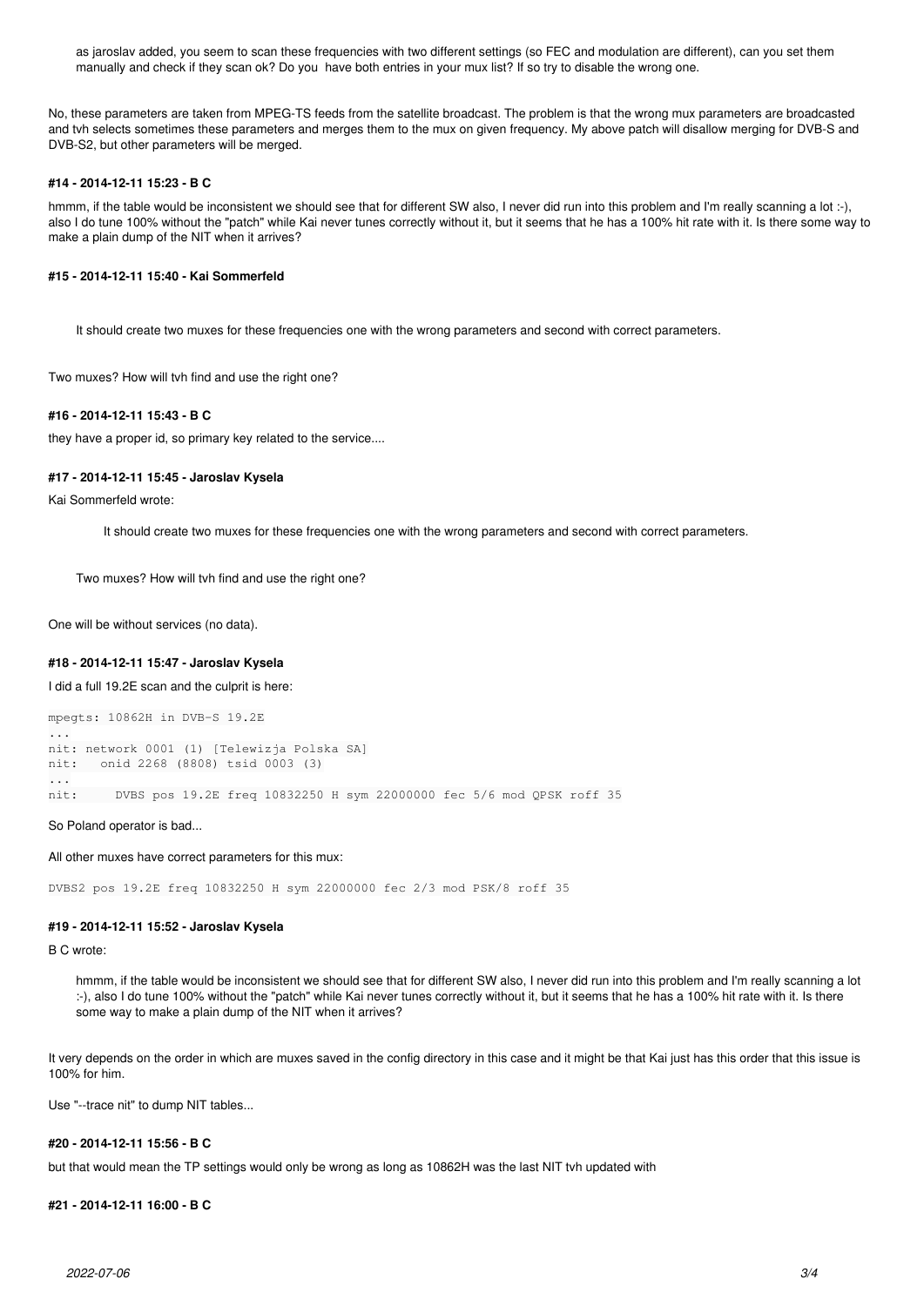> as jaroslav added, you seem to scan these frequencies with two different settings (so FEC and modulation are different), can you set them manually and check if they scan ok? Do you have both entries in your mux list? If so try to disable the wrong one.

No, these parameters are taken from MPEG-TS feeds from the satellite broadcast. The problem is that the wrong mux parameters are broadcasted and tvh selects sometimes these parameters and merges them to the mux on given frequency. My above patch will disallow merging for DVB-S and DVB-S2, but other parameters will be merged.

#### #14 - 2014-12-11 15:23 - B C

hmmm, if the table would be inconsistent we should see that for different SW also, I never did run into this problem and I'm really scanning a lot :-), also I do tune 100% without the "patch" while Kai never tunes correctly without it, but it seems that he has a 100% hit rate with it. Is there some way to make a plain dump of the NIT when it arrives?

#### #15 - 2014-12-11 15:40 - Kai Sommerfeld

> It should create two muxes for these frequencies one with the wrong parameters and second with correct parameters.

Two muxes? How will tvh find and use the right one?

#### #16 - 2014-12-11 15:43 - B C

they have a proper id, so primary key related to the service....

#### #17 - 2014-12-11 15:45 - Jaroslav Kysela

Kai Sommerfeld wrote:

> > It should create two muxes for these frequencies one with the wrong parameters and second with correct parameters.
>
> Two muxes? How will tvh find and use the right one?

One will be without services (no data).

#### #18 - 2014-12-11 15:47 - Jaroslav Kysela

I did a full 19.2E scan and the culprit is here:

```
mpegts: 10862H in DVB-S 19.2E
...
nit: network 0001 (1) [Telewizja Polska SA]
nit:   onid 2268 (8808) tsid 0003 (3)
...
nit:     DVBS pos 19.2E freq 10832250 H sym 22000000 fec 5/6 mod QPSK roff 35
```

So Poland operator is bad...

All other muxes have correct parameters for this mux:

```
DVBS2 pos 19.2E freq 10832250 H sym 22000000 fec 2/3 mod PSK/8 roff 35
```

#### #19 - 2014-12-11 15:52 - Jaroslav Kysela

B C wrote:

> hmmm, if the table would be inconsistent we should see that for different SW also, I never did run into this problem and I'm really scanning a lot :-), also I do tune 100% without the "patch" while Kai never tunes correctly without it, but it seems that he has a 100% hit rate with it. Is there some way to make a plain dump of the NIT when it arrives?

It very depends on the order in which are muxes saved in the config directory in this case and it might be that Kai just has this order that this issue is 100% for him.

Use "--trace nit" to dump NIT tables...

#### #20 - 2014-12-11 15:56 - B C

but that would mean the TP settings would only be wrong as long as 10862H was the last NIT tvh updated with

#### #21 - 2014-12-11 16:00 - B C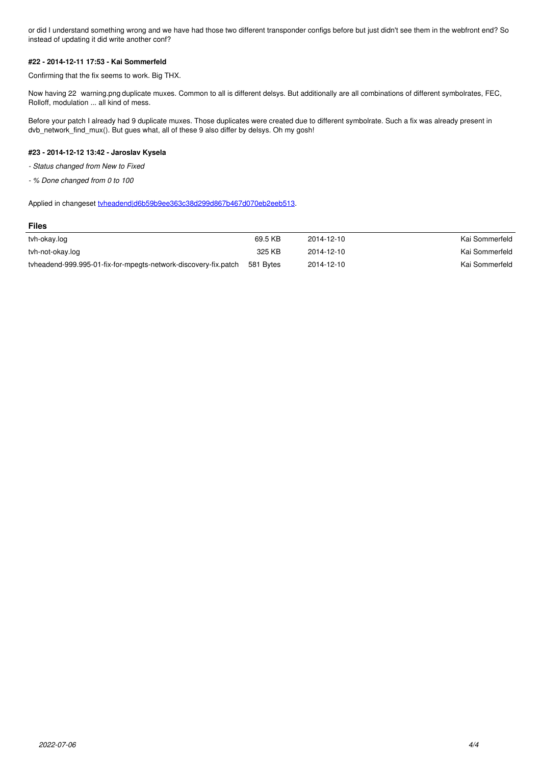or did I understand something wrong and we have had those two different transponder configs before but just didn't see them in the webfront end? So instead of updating it did write another conf?

#### #22 - 2014-12-11 17:53 - Kai Sommerfeld

Confirming that the fix seems to work. Big THX.

Now having 22  warning.png duplicate muxes. Common to all is different delsys. But additionally are all combinations of different symbolrates, FEC, Rolloff, modulation ... all kind of mess.

Before your patch I already had 9 duplicate muxes. Those duplicates were created due to different symbolrate. Such a fix was already present in dvb_network_find_mux(). But gues what, all of these 9 also differ by delsys. Oh my gosh!

#### #23 - 2014-12-12 13:42 - Jaroslav Kysela

*- Status changed from New to Fixed*

*- % Done changed from 0 to 100*

Applied in changeset tvheadend|d6b59b9ee363c38d299d867b467d070eb2eeb513.

### Files

| | | | |
|---|---|---|---|
| tvh-okay.log | 69.5 KB | 2014-12-10 | Kai Sommerfeld |
| tvh-not-okay.log | 325 KB | 2014-12-10 | Kai Sommerfeld |
| tvheadend-999.995-01-fix-for-mpegts-network-discovery-fix.patch | 581 Bytes | 2014-12-10 | Kai Sommerfeld |